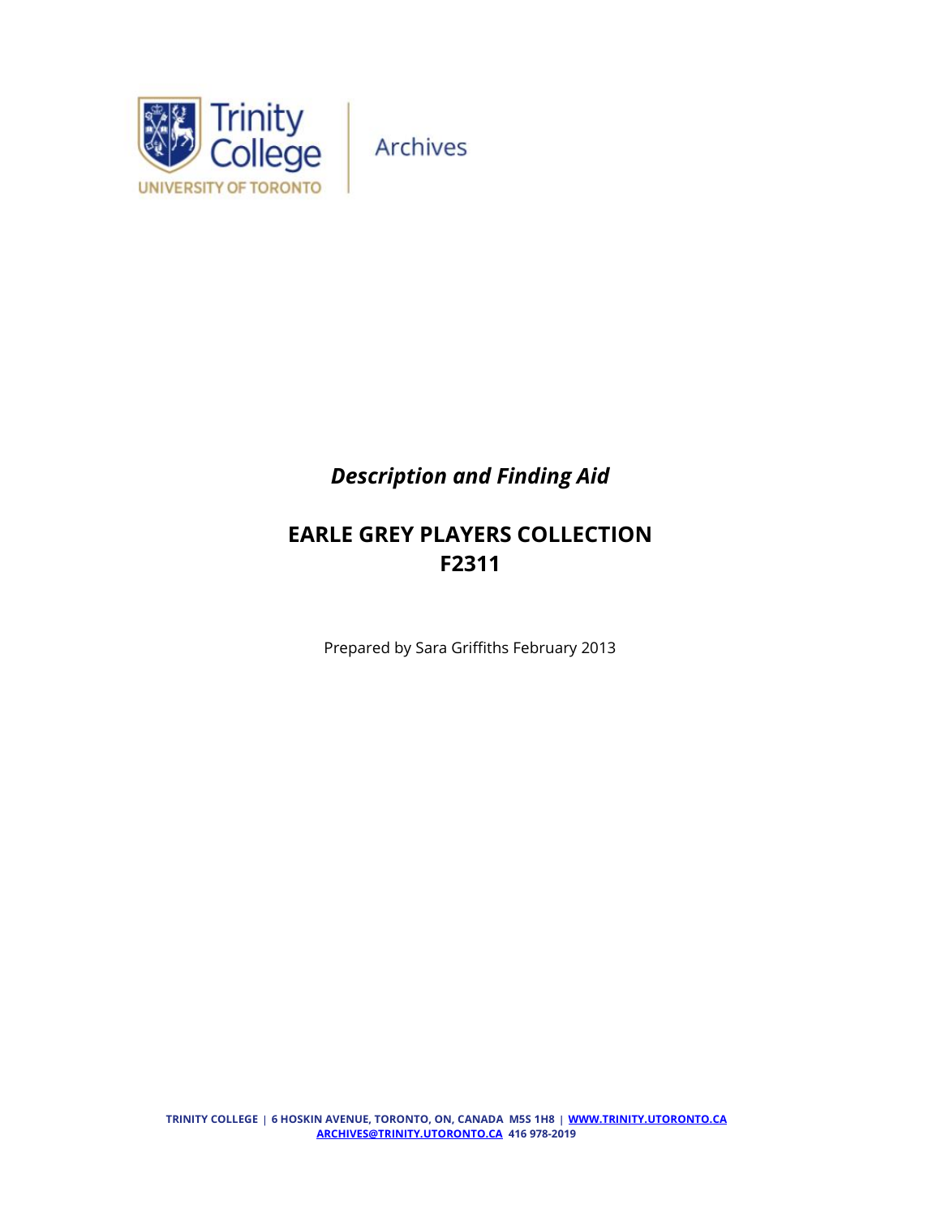Trinity College
UNIVERSITY OF TORONTO

Archives

*Description and Finding Aid*

# EARLE GREY PLAYERS COLLECTION
# F2311

Prepared by Sara Griffiths February 2013

**TRINITY COLLEGE | 6 HOSKIN AVENUE, TORONTO, ON, CANADA M5S 1H8 | WWW.TRINITY.UTORONTO.CA**
**ARCHIVES@TRINITY.UTORONTO.CA 416 978-2019**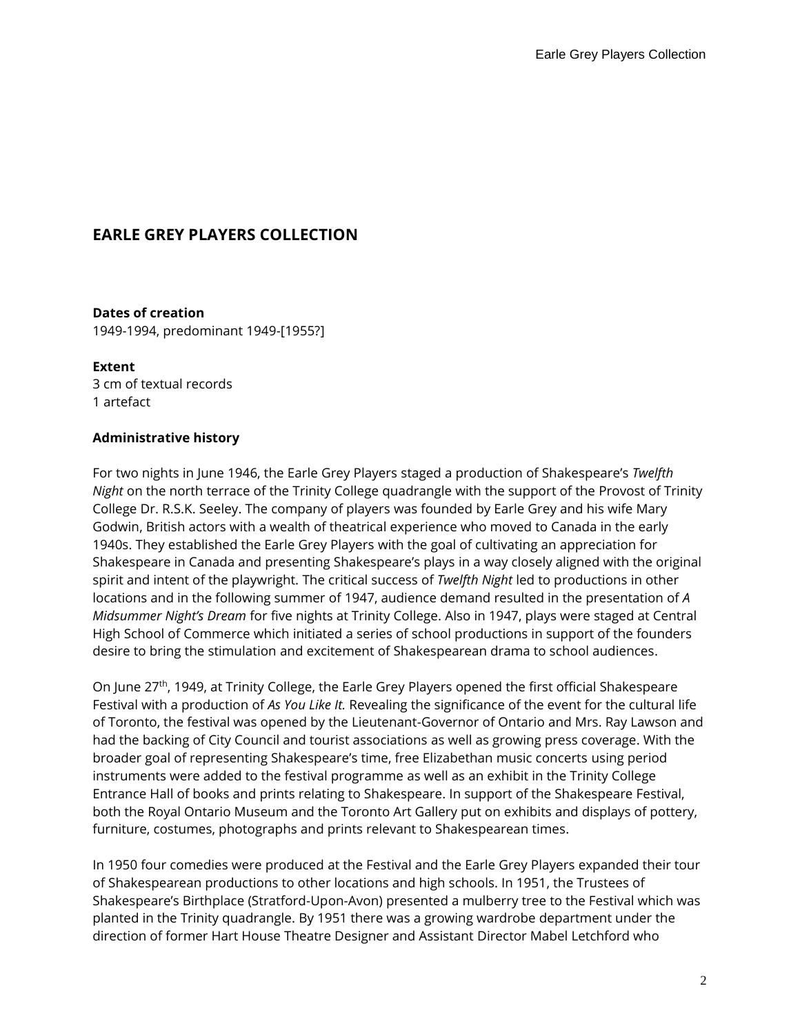## EARLE GREY PLAYERS COLLECTION

**Dates of creation**
1949-1994, predominant 1949-[1955?]

**Extent**
3 cm of textual records
1 artefact

**Administrative history**

For two nights in June 1946, the Earle Grey Players staged a production of Shakespeare's *Twelfth Night* on the north terrace of the Trinity College quadrangle with the support of the Provost of Trinity College Dr. R.S.K. Seeley. The company of players was founded by Earle Grey and his wife Mary Godwin, British actors with a wealth of theatrical experience who moved to Canada in the early 1940s. They established the Earle Grey Players with the goal of cultivating an appreciation for Shakespeare in Canada and presenting Shakespeare's plays in a way closely aligned with the original spirit and intent of the playwright. The critical success of *Twelfth Night* led to productions in other locations and in the following summer of 1947, audience demand resulted in the presentation of *A Midsummer Night's Dream* for five nights at Trinity College. Also in 1947, plays were staged at Central High School of Commerce which initiated a series of school productions in support of the founders desire to bring the stimulation and excitement of Shakespearean drama to school audiences.

On June 27th, 1949, at Trinity College, the Earle Grey Players opened the first official Shakespeare Festival with a production of *As You Like It.* Revealing the significance of the event for the cultural life of Toronto, the festival was opened by the Lieutenant-Governor of Ontario and Mrs. Ray Lawson and had the backing of City Council and tourist associations as well as growing press coverage. With the broader goal of representing Shakespeare's time, free Elizabethan music concerts using period instruments were added to the festival programme as well as an exhibit in the Trinity College Entrance Hall of books and prints relating to Shakespeare. In support of the Shakespeare Festival, both the Royal Ontario Museum and the Toronto Art Gallery put on exhibits and displays of pottery, furniture, costumes, photographs and prints relevant to Shakespearean times.

In 1950 four comedies were produced at the Festival and the Earle Grey Players expanded their tour of Shakespearean productions to other locations and high schools. In 1951, the Trustees of Shakespeare's Birthplace (Stratford-Upon-Avon) presented a mulberry tree to the Festival which was planted in the Trinity quadrangle. By 1951 there was a growing wardrobe department under the direction of former Hart House Theatre Designer and Assistant Director Mabel Letchford who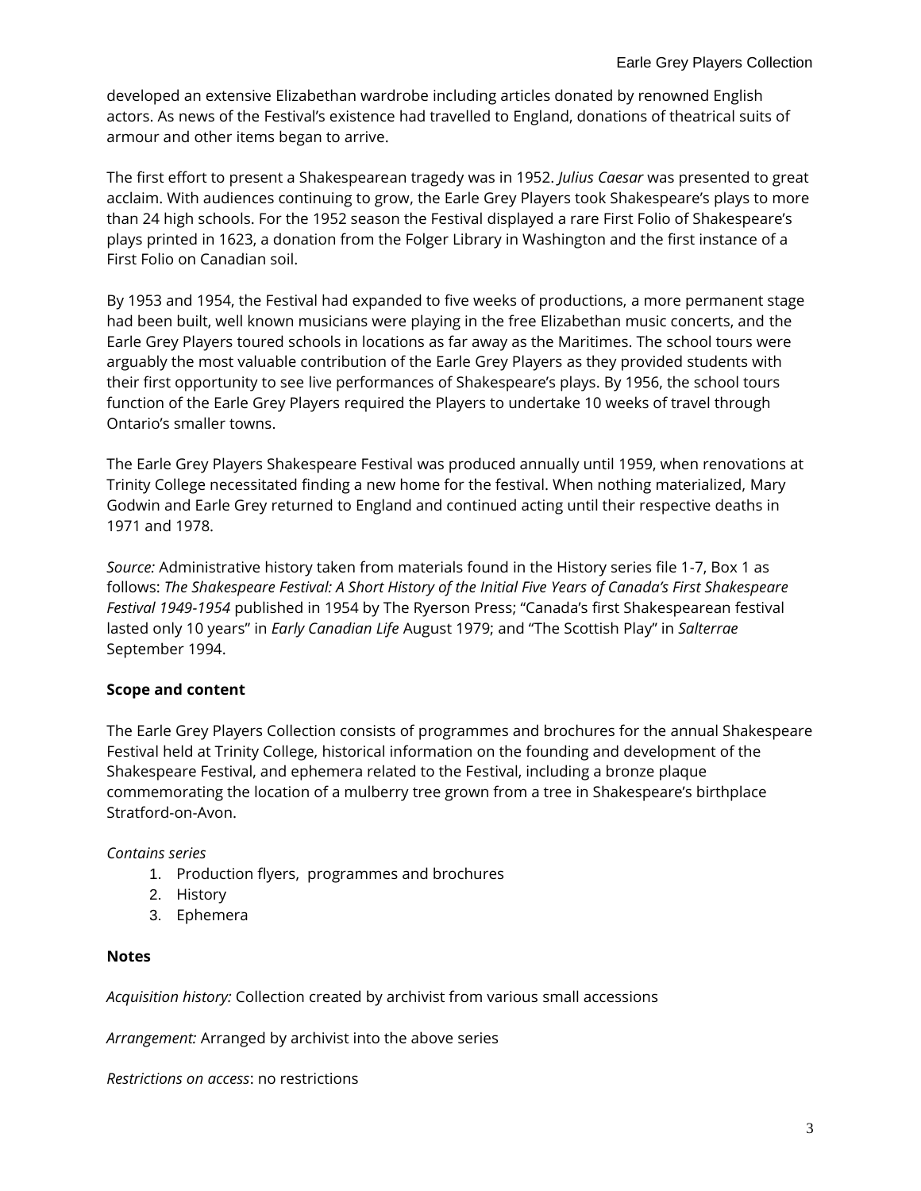developed an extensive Elizabethan wardrobe including articles donated by renowned English actors. As news of the Festival's existence had travelled to England, donations of theatrical suits of armour and other items began to arrive.

The first effort to present a Shakespearean tragedy was in 1952. *Julius Caesar* was presented to great acclaim. With audiences continuing to grow, the Earle Grey Players took Shakespeare's plays to more than 24 high schools. For the 1952 season the Festival displayed a rare First Folio of Shakespeare's plays printed in 1623, a donation from the Folger Library in Washington and the first instance of a First Folio on Canadian soil.

By 1953 and 1954, the Festival had expanded to five weeks of productions, a more permanent stage had been built, well known musicians were playing in the free Elizabethan music concerts, and the Earle Grey Players toured schools in locations as far away as the Maritimes. The school tours were arguably the most valuable contribution of the Earle Grey Players as they provided students with their first opportunity to see live performances of Shakespeare's plays. By 1956, the school tours function of the Earle Grey Players required the Players to undertake 10 weeks of travel through Ontario's smaller towns.

The Earle Grey Players Shakespeare Festival was produced annually until 1959, when renovations at Trinity College necessitated finding a new home for the festival. When nothing materialized, Mary Godwin and Earle Grey returned to England and continued acting until their respective deaths in 1971 and 1978.

*Source:* Administrative history taken from materials found in the History series file 1-7, Box 1 as follows: *The Shakespeare Festival: A Short History of the Initial Five Years of Canada's First Shakespeare Festival 1949-1954* published in 1954 by The Ryerson Press; "Canada's first Shakespearean festival lasted only 10 years" in *Early Canadian Life* August 1979; and "The Scottish Play" in *Salterrae* September 1994.

**Scope and content**

The Earle Grey Players Collection consists of programmes and brochures for the annual Shakespeare Festival held at Trinity College, historical information on the founding and development of the Shakespeare Festival, and ephemera related to the Festival, including a bronze plaque commemorating the location of a mulberry tree grown from a tree in Shakespeare's birthplace Stratford-on-Avon.

*Contains series*

1. Production flyers, programmes and brochures
2. History
3. Ephemera

**Notes**

*Acquisition history:* Collection created by archivist from various small accessions

*Arrangement:* Arranged by archivist into the above series

*Restrictions on access*: no restrictions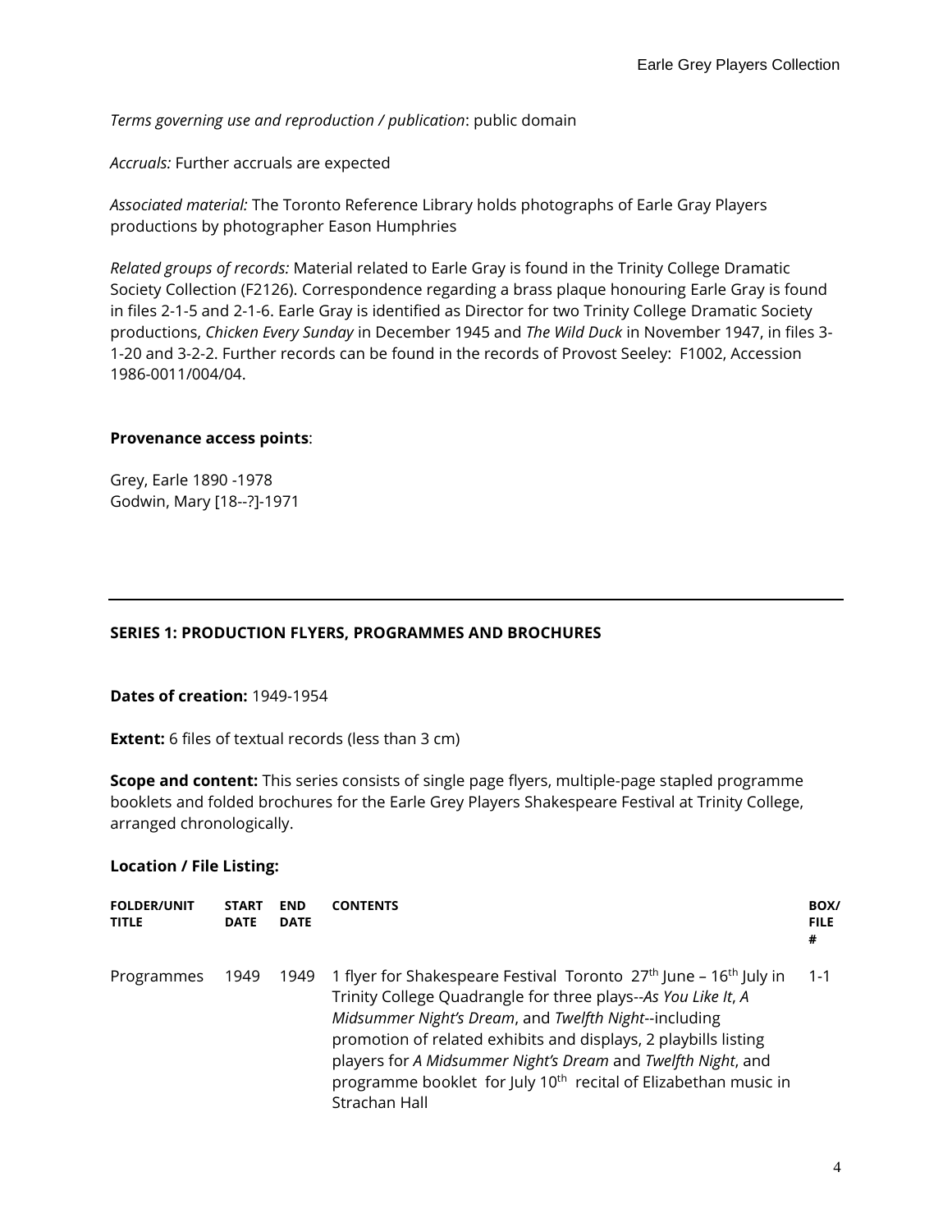*Terms governing use and reproduction / publication*: public domain

*Accruals:* Further accruals are expected

*Associated material:* The Toronto Reference Library holds photographs of Earle Gray Players productions by photographer Eason Humphries

*Related groups of records:* Material related to Earle Gray is found in the Trinity College Dramatic Society Collection (F2126). Correspondence regarding a brass plaque honouring Earle Gray is found in files 2-1-5 and 2-1-6. Earle Gray is identified as Director for two Trinity College Dramatic Society productions, *Chicken Every Sunday* in December 1945 and *The Wild Duck* in November 1947, in files 3-1-20 and 3-2-2. Further records can be found in the records of Provost Seeley: F1002, Accession 1986-0011/004/04.

**Provenance access points**:

Grey, Earle 1890 -1978
Godwin, Mary [18--?]-1971

---

## SERIES 1: PRODUCTION FLYERS, PROGRAMMES AND BROCHURES

**Dates of creation:** 1949-1954

**Extent:** 6 files of textual records (less than 3 cm)

**Scope and content:** This series consists of single page flyers, multiple-page stapled programme booklets and folded brochures for the Earle Grey Players Shakespeare Festival at Trinity College, arranged chronologically.

**Location / File Listing:**

| FOLDER/UNIT TITLE | START DATE | END DATE | CONTENTS | BOX/ FILE # |
|---|---|---|---|---|
| Programmes | 1949 | 1949 | 1 flyer for Shakespeare Festival Toronto 27th June – 16th July in Trinity College Quadrangle for three plays--*As You Like It*, *A Midsummer Night's Dream*, and *Twelfth Night*--including promotion of related exhibits and displays, 2 playbills listing players for *A Midsummer Night's Dream* and *Twelfth Night*, and programme booklet for July 10th recital of Elizabethan music in Strachan Hall | 1-1 |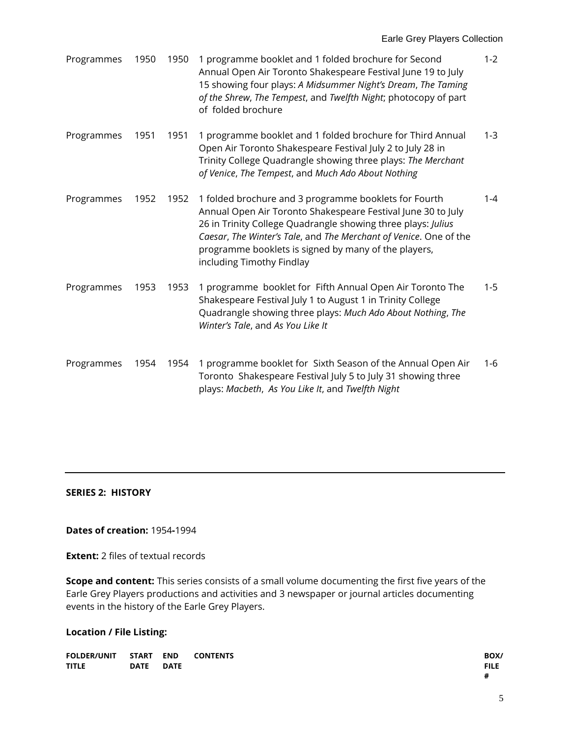| | | | | |
|---|---|---|---|---|
| Programmes | 1950 | 1950 | 1 programme booklet and 1 folded brochure for Second Annual Open Air Toronto Shakespeare Festival June 19 to July 15 showing four plays: *A Midsummer Night's Dream*, *The Taming of the Shrew*, *The Tempest*, and *Twelfth Night*; photocopy of part of folded brochure | 1-2 |
| Programmes | 1951 | 1951 | 1 programme booklet and 1 folded brochure for Third Annual Open Air Toronto Shakespeare Festival July 2 to July 28 in Trinity College Quadrangle showing three plays: *The Merchant of Venice*, *The Tempest*, and *Much Ado About Nothing* | 1-3 |
| Programmes | 1952 | 1952 | 1 folded brochure and 3 programme booklets for Fourth Annual Open Air Toronto Shakespeare Festival June 30 to July 26 in Trinity College Quadrangle showing three plays: *Julius Caesar*, *The Winter's Tale*, and *The Merchant of Venice*. One of the programme booklets is signed by many of the players, including Timothy Findlay | 1-4 |
| Programmes | 1953 | 1953 | 1 programme booklet for Fifth Annual Open Air Toronto The Shakespeare Festival July 1 to August 1 in Trinity College Quadrangle showing three plays: *Much Ado About Nothing*, *The Winter's Tale*, and *As You Like It* | 1-5 |
| Programmes | 1954 | 1954 | 1 programme booklet for Sixth Season of the Annual Open Air Toronto Shakespeare Festival July 5 to July 31 showing three plays: *Macbeth*, *As You Like It*, and *Twelfth Night* | 1-6 |

---

**SERIES 2: HISTORY**

**Dates of creation:** 1954-1994

**Extent:** 2 files of textual records

**Scope and content:** This series consists of a small volume documenting the first five years of the Earle Grey Players productions and activities and 3 newspaper or journal articles documenting events in the history of the Earle Grey Players.

**Location / File Listing:**

| FOLDER/UNIT TITLE | START DATE | END DATE | CONTENTS | BOX/ FILE # |
|---|---|---|---|---|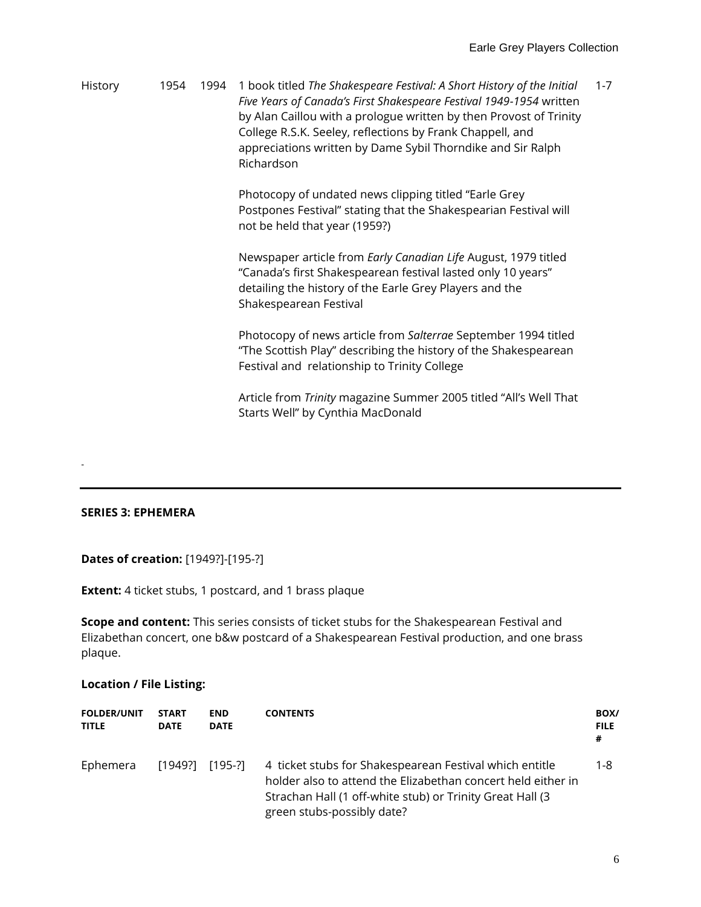| | | | | |
|---|---|---|---|---|
| History | 1954 | 1994 | 1 book titled *The Shakespeare Festival: A Short History of the Initial Five Years of Canada's First Shakespeare Festival 1949-1954* written by Alan Caillou with a prologue written by then Provost of Trinity College R.S.K. Seeley, reflections by Frank Chappell, and appreciations written by Dame Sybil Thorndike and Sir Ralph Richardson<br><br>Photocopy of undated news clipping titled "Earle Grey Postpones Festival" stating that the Shakespearian Festival will not be held that year (1959?)<br><br>Newspaper article from *Early Canadian Life* August, 1979 titled "Canada's first Shakespearean festival lasted only 10 years" detailing the history of the Earle Grey Players and the Shakespearean Festival<br><br>Photocopy of news article from *Salterrae* September 1994 titled "The Scottish Play" describing the history of the Shakespearean Festival and relationship to Trinity College<br><br>Article from *Trinity* magazine Summer 2005 titled "All's Well That Starts Well" by Cynthia MacDonald | 1-7 |

## SERIES 3: EPHEMERA

**Dates of creation:** [1949?]-[195-?]

**Extent:** 4 ticket stubs, 1 postcard, and 1 brass plaque

**Scope and content:** This series consists of ticket stubs for the Shakespearean Festival and Elizabethan concert, one b&w postcard of a Shakespearean Festival production, and one brass plaque.

**Location / File Listing:**

| FOLDER/UNIT TITLE | START DATE | END DATE | CONTENTS | BOX/ FILE # |
|---|---|---|---|---|
| Ephemera | [1949?] | [195-?] | 4 ticket stubs for Shakespearean Festival which entitle holder also to attend the Elizabethan concert held either in Strachan Hall (1 off-white stub) or Trinity Great Hall (3 green stubs-possibly date? | 1-8 |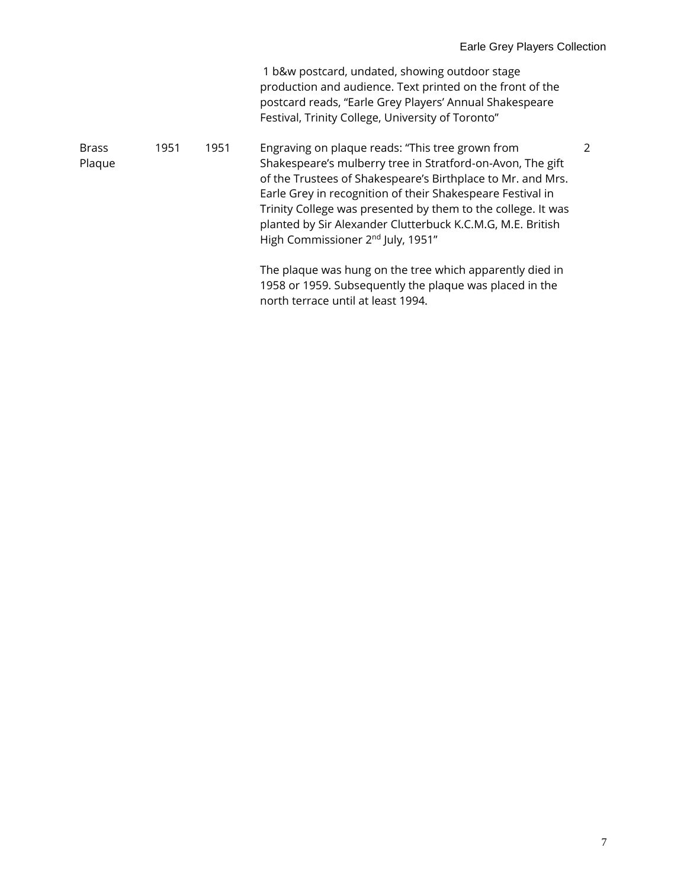| | | | | |
|---|---|---|---|---|
| | | | 1 b&w postcard, undated, showing outdoor stage production and audience. Text printed on the front of the postcard reads, “Earle Grey Players’ Annual Shakespeare Festival, Trinity College, University of Toronto” | |
| Brass Plaque | 1951 | 1951 | Engraving on plaque reads: “This tree grown from Shakespeare’s mulberry tree in Stratford-on-Avon, The gift of the Trustees of Shakespeare’s Birthplace to Mr. and Mrs. Earle Grey in recognition of their Shakespeare Festival in Trinity College was presented by them to the college. It was planted by Sir Alexander Clutterbuck K.C.M.G, M.E. British High Commissioner 2nd July, 1951”<br><br>The plaque was hung on the tree which apparently died in 1958 or 1959. Subsequently the plaque was placed in the north terrace until at least 1994. | 2 |